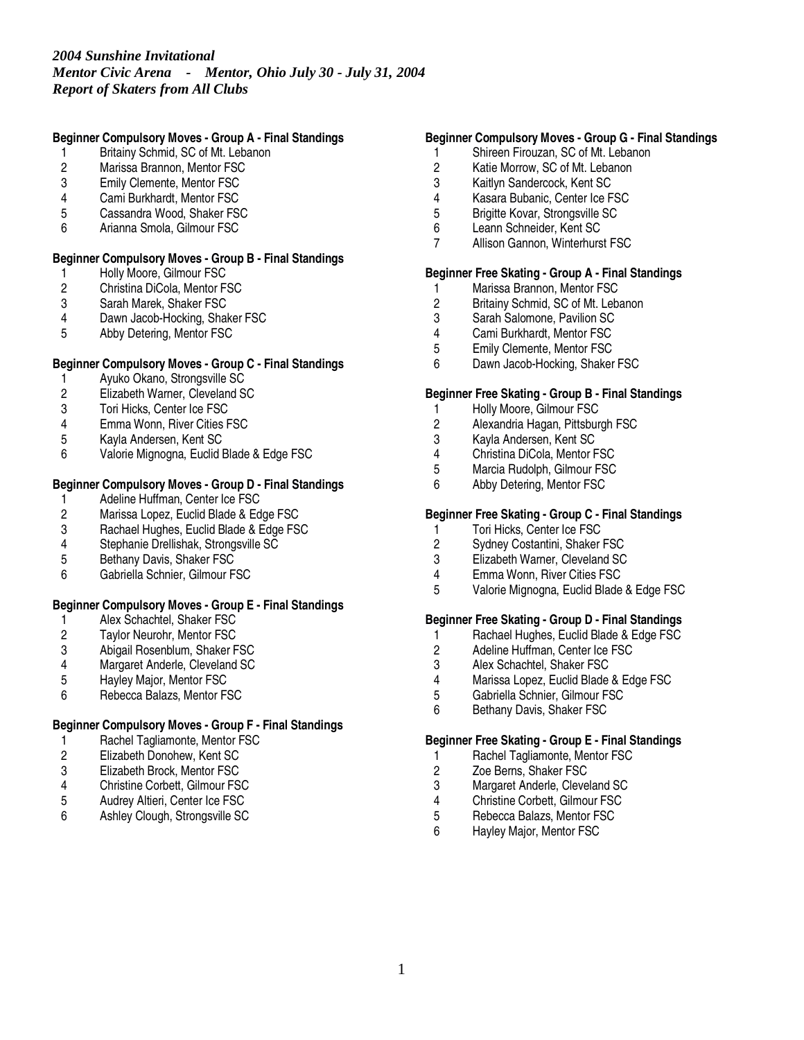*2004 Sunshine Invitational*
*Mentor Civic Arena - Mentor, Ohio July 30 - July 31, 2004*
*Report of Skaters from All Clubs*

**Beginner Compulsory Moves - Group A - Final Standings**

1. Britainy Schmid, SC of Mt. Lebanon
2. Marissa Brannon, Mentor FSC
3. Emily Clemente, Mentor FSC
4. Cami Burkhardt, Mentor FSC
5. Cassandra Wood, Shaker FSC
6. Arianna Smola, Gilmour FSC

**Beginner Compulsory Moves - Group B - Final Standings**

1. Holly Moore, Gilmour FSC
2. Christina DiCola, Mentor FSC
3. Sarah Marek, Shaker FSC
4. Dawn Jacob-Hocking, Shaker FSC
5. Abby Detering, Mentor FSC

**Beginner Compulsory Moves - Group C - Final Standings**

1. Ayuko Okano, Strongsville SC
2. Elizabeth Warner, Cleveland SC
3. Tori Hicks, Center Ice FSC
4. Emma Wonn, River Cities FSC
5. Kayla Andersen, Kent SC
6. Valorie Mignogna, Euclid Blade & Edge FSC

**Beginner Compulsory Moves - Group D - Final Standings**

1. Adeline Huffman, Center Ice FSC
2. Marissa Lopez, Euclid Blade & Edge FSC
3. Rachael Hughes, Euclid Blade & Edge FSC
4. Stephanie Drellishak, Strongsville SC
5. Bethany Davis, Shaker FSC
6. Gabriella Schnier, Gilmour FSC

**Beginner Compulsory Moves - Group E - Final Standings**

1. Alex Schachtel, Shaker FSC
2. Taylor Neurohr, Mentor FSC
3. Abigail Rosenblum, Shaker FSC
4. Margaret Anderle, Cleveland SC
5. Hayley Major, Mentor FSC
6. Rebecca Balazs, Mentor FSC

**Beginner Compulsory Moves - Group F - Final Standings**

1. Rachel Tagliamonte, Mentor FSC
2. Elizabeth Donohew, Kent SC
3. Elizabeth Brock, Mentor FSC
4. Christine Corbett, Gilmour FSC
5. Audrey Altieri, Center Ice FSC
6. Ashley Clough, Strongsville SC

**Beginner Compulsory Moves - Group G - Final Standings**

1. Shireen Firouzan, SC of Mt. Lebanon
2. Katie Morrow, SC of Mt. Lebanon
3. Kaitlyn Sandercock, Kent SC
4. Kasara Bubanic, Center Ice FSC
5. Brigitte Kovar, Strongsville SC
6. Leann Schneider, Kent SC
7. Allison Gannon, Winterhurst FSC

**Beginner Free Skating - Group A - Final Standings**

1. Marissa Brannon, Mentor FSC
2. Britainy Schmid, SC of Mt. Lebanon
3. Sarah Salomone, Pavilion SC
4. Cami Burkhardt, Mentor FSC
5. Emily Clemente, Mentor FSC
6. Dawn Jacob-Hocking, Shaker FSC

**Beginner Free Skating - Group B - Final Standings**

1. Holly Moore, Gilmour FSC
2. Alexandria Hagan, Pittsburgh FSC
3. Kayla Andersen, Kent SC
4. Christina DiCola, Mentor FSC
5. Marcia Rudolph, Gilmour FSC
6. Abby Detering, Mentor FSC

**Beginner Free Skating - Group C - Final Standings**

1. Tori Hicks, Center Ice FSC
2. Sydney Costantini, Shaker FSC
3. Elizabeth Warner, Cleveland SC
4. Emma Wonn, River Cities FSC
5. Valorie Mignogna, Euclid Blade & Edge FSC

**Beginner Free Skating - Group D - Final Standings**

1. Rachael Hughes, Euclid Blade & Edge FSC
2. Adeline Huffman, Center Ice FSC
3. Alex Schachtel, Shaker FSC
4. Marissa Lopez, Euclid Blade & Edge FSC
5. Gabriella Schnier, Gilmour FSC
6. Bethany Davis, Shaker FSC

**Beginner Free Skating - Group E - Final Standings**

1. Rachel Tagliamonte, Mentor FSC
2. Zoe Berns, Shaker FSC
3. Margaret Anderle, Cleveland SC
4. Christine Corbett, Gilmour FSC
5. Rebecca Balazs, Mentor FSC
6. Hayley Major, Mentor FSC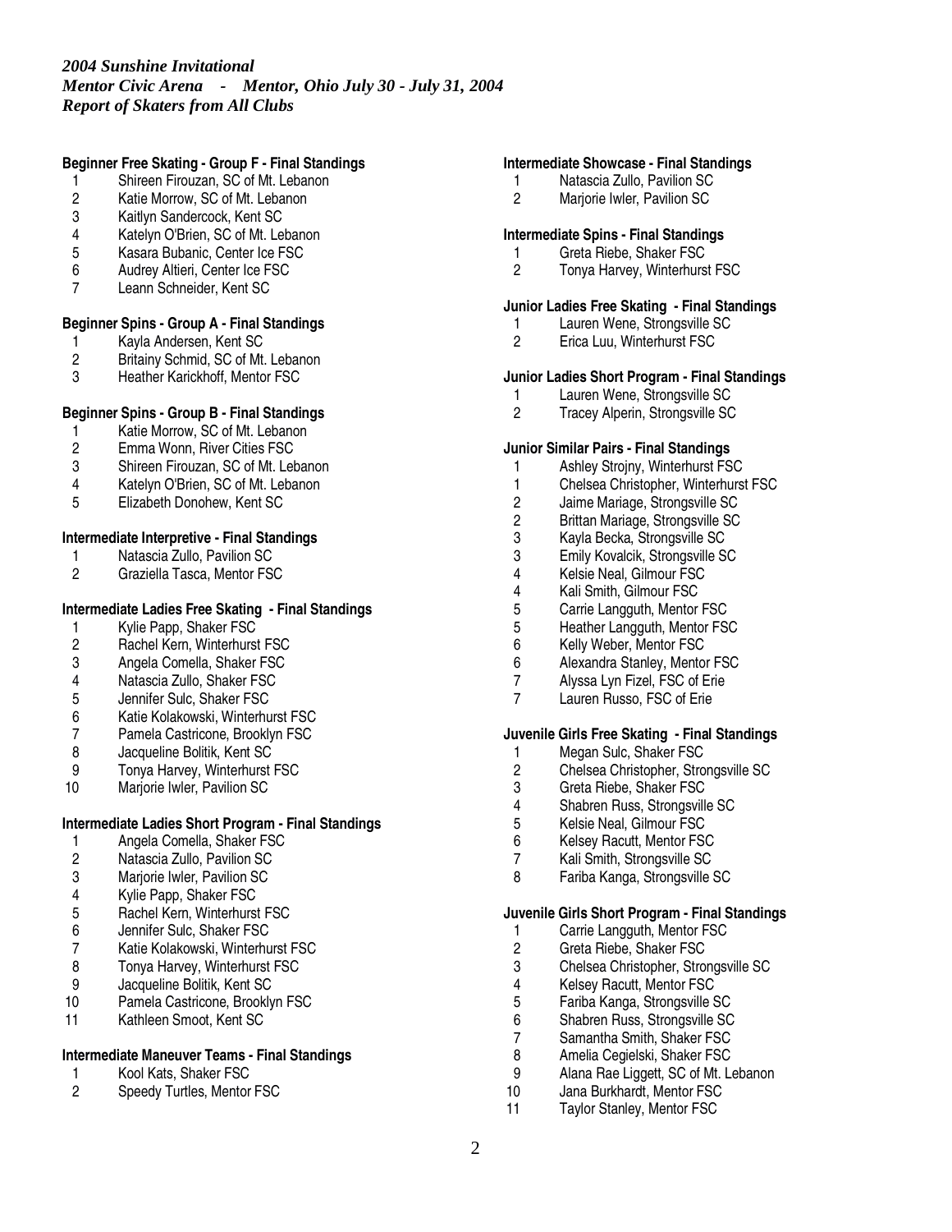*2004 Sunshine Invitational*
*Mentor Civic Arena - Mentor, Ohio July 30 - July 31, 2004*
*Report of Skaters from All Clubs*

**Beginner Free Skating - Group F - Final Standings**

1 Shireen Firouzan, SC of Mt. Lebanon
2 Katie Morrow, SC of Mt. Lebanon
3 Kaitlyn Sandercock, Kent SC
4 Katelyn O'Brien, SC of Mt. Lebanon
5 Kasara Bubanic, Center Ice FSC
6 Audrey Altieri, Center Ice FSC
7 Leann Schneider, Kent SC

**Beginner Spins - Group A - Final Standings**

1 Kayla Andersen, Kent SC
2 Britainy Schmid, SC of Mt. Lebanon
3 Heather Karickhoff, Mentor FSC

**Beginner Spins - Group B - Final Standings**

1 Katie Morrow, SC of Mt. Lebanon
2 Emma Wonn, River Cities FSC
3 Shireen Firouzan, SC of Mt. Lebanon
4 Katelyn O'Brien, SC of Mt. Lebanon
5 Elizabeth Donohew, Kent SC

**Intermediate Interpretive - Final Standings**

1 Natascia Zullo, Pavilion SC
2 Graziella Tasca, Mentor FSC

**Intermediate Ladies Free Skating - Final Standings**

1 Kylie Papp, Shaker FSC
2 Rachel Kern, Winterhurst FSC
3 Angela Comella, Shaker FSC
4 Natascia Zullo, Shaker FSC
5 Jennifer Sulc, Shaker FSC
6 Katie Kolakowski, Winterhurst FSC
7 Pamela Castricone, Brooklyn FSC
8 Jacqueline Bolitik, Kent SC
9 Tonya Harvey, Winterhurst FSC
10 Marjorie Iwler, Pavilion SC

**Intermediate Ladies Short Program - Final Standings**

1 Angela Comella, Shaker FSC
2 Natascia Zullo, Pavilion SC
3 Marjorie Iwler, Pavilion SC
4 Kylie Papp, Shaker FSC
5 Rachel Kern, Winterhurst FSC
6 Jennifer Sulc, Shaker FSC
7 Katie Kolakowski, Winterhurst FSC
8 Tonya Harvey, Winterhurst FSC
9 Jacqueline Bolitik, Kent SC
10 Pamela Castricone, Brooklyn FSC
11 Kathleen Smoot, Kent SC

**Intermediate Maneuver Teams - Final Standings**

1 Kool Kats, Shaker FSC
2 Speedy Turtles, Mentor FSC

**Intermediate Showcase - Final Standings**

1 Natascia Zullo, Pavilion SC
2 Marjorie Iwler, Pavilion SC

**Intermediate Spins - Final Standings**

1 Greta Riebe, Shaker FSC
2 Tonya Harvey, Winterhurst FSC

**Junior Ladies Free Skating - Final Standings**

1 Lauren Wene, Strongsville SC
2 Erica Luu, Winterhurst FSC

**Junior Ladies Short Program - Final Standings**

1 Lauren Wene, Strongsville SC
2 Tracey Alperin, Strongsville SC

**Junior Similar Pairs - Final Standings**

1 Ashley Strojny, Winterhurst FSC
1 Chelsea Christopher, Winterhurst FSC
2 Jaime Mariage, Strongsville SC
2 Brittan Mariage, Strongsville SC
3 Kayla Becka, Strongsville SC
3 Emily Kovalcik, Strongsville SC
4 Kelsie Neal, Gilmour FSC
4 Kali Smith, Gilmour FSC
5 Carrie Langguth, Mentor FSC
5 Heather Langguth, Mentor FSC
6 Kelly Weber, Mentor FSC
6 Alexandra Stanley, Mentor FSC
7 Alyssa Lyn Fizel, FSC of Erie
7 Lauren Russo, FSC of Erie

**Juvenile Girls Free Skating - Final Standings**

1 Megan Sulc, Shaker FSC
2 Chelsea Christopher, Strongsville SC
3 Greta Riebe, Shaker FSC
4 Shabren Russ, Strongsville SC
5 Kelsie Neal, Gilmour FSC
6 Kelsey Racutt, Mentor FSC
7 Kali Smith, Strongsville SC
8 Fariba Kanga, Strongsville SC

**Juvenile Girls Short Program - Final Standings**

1 Carrie Langguth, Mentor FSC
2 Greta Riebe, Shaker FSC
3 Chelsea Christopher, Strongsville SC
4 Kelsey Racutt, Mentor FSC
5 Fariba Kanga, Strongsville SC
6 Shabren Russ, Strongsville SC
7 Samantha Smith, Shaker FSC
8 Amelia Cegielski, Shaker FSC
9 Alana Rae Liggett, SC of Mt. Lebanon
10 Jana Burkhardt, Mentor FSC
11 Taylor Stanley, Mentor FSC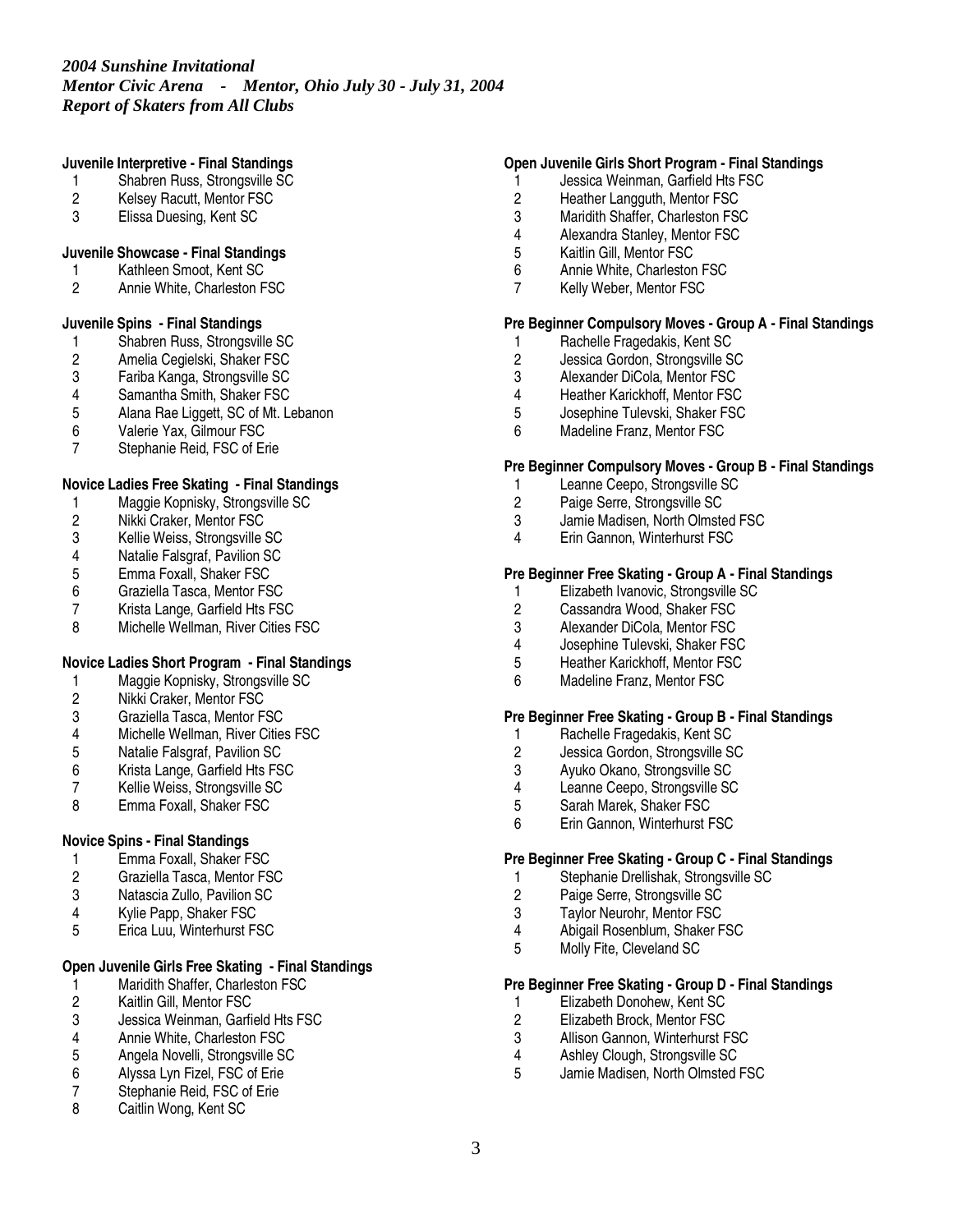*2004 Sunshine Invitational*
*Mentor Civic Arena - Mentor, Ohio July 30 - July 31, 2004*
*Report of Skaters from All Clubs*

**Juvenile Interpretive - Final Standings**

1. Shabren Russ, Strongsville SC
2. Kelsey Racutt, Mentor FSC
3. Elissa Duesing, Kent SC

**Juvenile Showcase - Final Standings**

1. Kathleen Smoot, Kent SC
2. Annie White, Charleston FSC

**Juvenile Spins - Final Standings**

1. Shabren Russ, Strongsville SC
2. Amelia Cegielski, Shaker FSC
3. Fariba Kanga, Strongsville SC
4. Samantha Smith, Shaker FSC
5. Alana Rae Liggett, SC of Mt. Lebanon
6. Valerie Yax, Gilmour FSC
7. Stephanie Reid, FSC of Erie

**Novice Ladies Free Skating - Final Standings**

1. Maggie Kopnisky, Strongsville SC
2. Nikki Craker, Mentor FSC
3. Kellie Weiss, Strongsville SC
4. Natalie Falsgraf, Pavilion SC
5. Emma Foxall, Shaker FSC
6. Graziella Tasca, Mentor FSC
7. Krista Lange, Garfield Hts FSC
8. Michelle Wellman, River Cities FSC

**Novice Ladies Short Program - Final Standings**

1. Maggie Kopnisky, Strongsville SC
2. Nikki Craker, Mentor FSC
3. Graziella Tasca, Mentor FSC
4. Michelle Wellman, River Cities FSC
5. Natalie Falsgraf, Pavilion SC
6. Krista Lange, Garfield Hts FSC
7. Kellie Weiss, Strongsville SC
8. Emma Foxall, Shaker FSC

**Novice Spins - Final Standings**

1. Emma Foxall, Shaker FSC
2. Graziella Tasca, Mentor FSC
3. Natascia Zullo, Pavilion SC
4. Kylie Papp, Shaker FSC
5. Erica Luu, Winterhurst FSC

**Open Juvenile Girls Free Skating - Final Standings**

1. Maridith Shaffer, Charleston FSC
2. Kaitlin Gill, Mentor FSC
3. Jessica Weinman, Garfield Hts FSC
4. Annie White, Charleston FSC
5. Angela Novelli, Strongsville SC
6. Alyssa Lyn Fizel, FSC of Erie
7. Stephanie Reid, FSC of Erie
8. Caitlin Wong, Kent SC

**Open Juvenile Girls Short Program - Final Standings**

1. Jessica Weinman, Garfield Hts FSC
2. Heather Langguth, Mentor FSC
3. Maridith Shaffer, Charleston FSC
4. Alexandra Stanley, Mentor FSC
5. Kaitlin Gill, Mentor FSC
6. Annie White, Charleston FSC
7. Kelly Weber, Mentor FSC

**Pre Beginner Compulsory Moves - Group A - Final Standings**

1. Rachelle Fragedakis, Kent SC
2. Jessica Gordon, Strongsville SC
3. Alexander DiCola, Mentor FSC
4. Heather Karickhoff, Mentor FSC
5. Josephine Tulevski, Shaker FSC
6. Madeline Franz, Mentor FSC

**Pre Beginner Compulsory Moves - Group B - Final Standings**

1. Leanne Ceepo, Strongsville SC
2. Paige Serre, Strongsville SC
3. Jamie Madisen, North Olmsted FSC
4. Erin Gannon, Winterhurst FSC

**Pre Beginner Free Skating - Group A - Final Standings**

1. Elizabeth Ivanovic, Strongsville SC
2. Cassandra Wood, Shaker FSC
3. Alexander DiCola, Mentor FSC
4. Josephine Tulevski, Shaker FSC
5. Heather Karickhoff, Mentor FSC
6. Madeline Franz, Mentor FSC

**Pre Beginner Free Skating - Group B - Final Standings**

1. Rachelle Fragedakis, Kent SC
2. Jessica Gordon, Strongsville SC
3. Ayuko Okano, Strongsville SC
4. Leanne Ceepo, Strongsville SC
5. Sarah Marek, Shaker FSC
6. Erin Gannon, Winterhurst FSC

**Pre Beginner Free Skating - Group C - Final Standings**

1. Stephanie Drellishak, Strongsville SC
2. Paige Serre, Strongsville SC
3. Taylor Neurohr, Mentor FSC
4. Abigail Rosenblum, Shaker FSC
5. Molly Fite, Cleveland SC

**Pre Beginner Free Skating - Group D - Final Standings**

1. Elizabeth Donohew, Kent SC
2. Elizabeth Brock, Mentor FSC
3. Allison Gannon, Winterhurst FSC
4. Ashley Clough, Strongsville SC
5. Jamie Madisen, North Olmsted FSC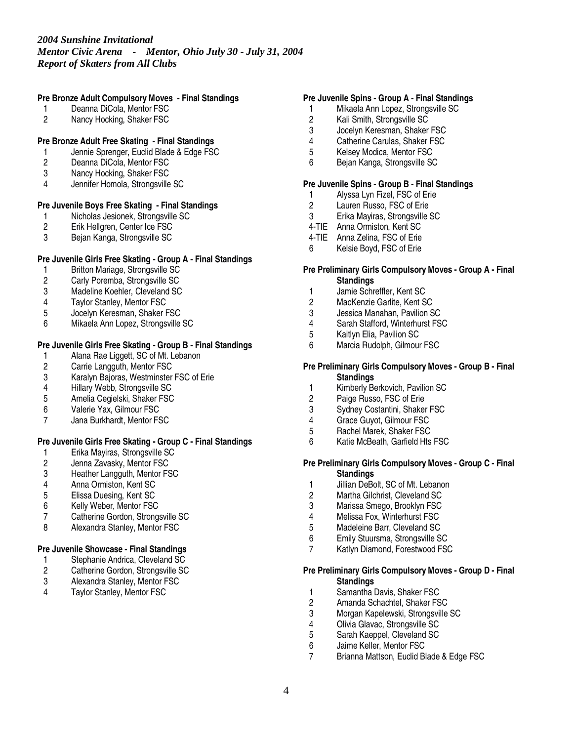*2004 Sunshine Invitational*
*Mentor Civic Arena - Mentor, Ohio July 30 - July 31, 2004*
*Report of Skaters from All Clubs*

**Pre Bronze Adult Compulsory Moves - Final Standings**

1 Deanna DiCola, Mentor FSC
2 Nancy Hocking, Shaker FSC

**Pre Bronze Adult Free Skating - Final Standings**

1 Jennie Sprenger, Euclid Blade & Edge FSC
2 Deanna DiCola, Mentor FSC
3 Nancy Hocking, Shaker FSC
4 Jennifer Homola, Strongsville SC

**Pre Juvenile Boys Free Skating - Final Standings**

1 Nicholas Jesionek, Strongsville SC
2 Erik Hellgren, Center Ice FSC
3 Bejan Kanga, Strongsville SC

**Pre Juvenile Girls Free Skating - Group A - Final Standings**

1 Britton Mariage, Strongsville SC
2 Carly Poremba, Strongsville SC
3 Madeline Koehler, Cleveland SC
4 Taylor Stanley, Mentor FSC
5 Jocelyn Keresman, Shaker FSC
6 Mikaela Ann Lopez, Strongsville SC

**Pre Juvenile Girls Free Skating - Group B - Final Standings**

1 Alana Rae Liggett, SC of Mt. Lebanon
2 Carrie Langguth, Mentor FSC
3 Karalyn Bajoras, Westminster FSC of Erie
4 Hillary Webb, Strongsville SC
5 Amelia Cegielski, Shaker FSC
6 Valerie Yax, Gilmour FSC
7 Jana Burkhardt, Mentor FSC

**Pre Juvenile Girls Free Skating - Group C - Final Standings**

1 Erika Mayiras, Strongsville SC
2 Jenna Zavasky, Mentor FSC
3 Heather Langguth, Mentor FSC
4 Anna Ormiston, Kent SC
5 Elissa Duesing, Kent SC
6 Kelly Weber, Mentor FSC
7 Catherine Gordon, Strongsville SC
8 Alexandra Stanley, Mentor FSC

**Pre Juvenile Showcase - Final Standings**

1 Stephanie Andrica, Cleveland SC
2 Catherine Gordon, Strongsville SC
3 Alexandra Stanley, Mentor FSC
4 Taylor Stanley, Mentor FSC

**Pre Juvenile Spins - Group A - Final Standings**

1 Mikaela Ann Lopez, Strongsville SC
2 Kali Smith, Strongsville SC
3 Jocelyn Keresman, Shaker FSC
4 Catherine Carulas, Shaker FSC
5 Kelsey Modica, Mentor FSC
6 Bejan Kanga, Strongsville SC

**Pre Juvenile Spins - Group B - Final Standings**

1 Alyssa Lyn Fizel, FSC of Erie
2 Lauren Russo, FSC of Erie
3 Erika Mayiras, Strongsville SC
4-TIE Anna Ormiston, Kent SC
4-TIE Anna Zelina, FSC of Erie
6 Kelsie Boyd, FSC of Erie

**Pre Preliminary Girls Compulsory Moves - Group A - Final Standings**

1 Jamie Schreffler, Kent SC
2 MacKenzie Garlite, Kent SC
3 Jessica Manahan, Pavilion SC
4 Sarah Stafford, Winterhurst FSC
5 Kaitlyn Elia, Pavilion SC
6 Marcia Rudolph, Gilmour FSC

**Pre Preliminary Girls Compulsory Moves - Group B - Final Standings**

1 Kimberly Berkovich, Pavilion SC
2 Paige Russo, FSC of Erie
3 Sydney Costantini, Shaker FSC
4 Grace Guyot, Gilmour FSC
5 Rachel Marek, Shaker FSC
6 Katie McBeath, Garfield Hts FSC

**Pre Preliminary Girls Compulsory Moves - Group C - Final Standings**

1 Jillian DeBolt, SC of Mt. Lebanon
2 Martha Gilchrist, Cleveland SC
3 Marissa Smego, Brooklyn FSC
4 Melissa Fox, Winterhurst FSC
5 Madeleine Barr, Cleveland SC
6 Emily Stuursma, Strongsville SC
7 Katlyn Diamond, Forestwood FSC

**Pre Preliminary Girls Compulsory Moves - Group D - Final Standings**

1 Samantha Davis, Shaker FSC
2 Amanda Schachtel, Shaker FSC
3 Morgan Kapelewski, Strongsville SC
4 Olivia Glavac, Strongsville SC
5 Sarah Kaeppel, Cleveland SC
6 Jaime Keller, Mentor FSC
7 Brianna Mattson, Euclid Blade & Edge FSC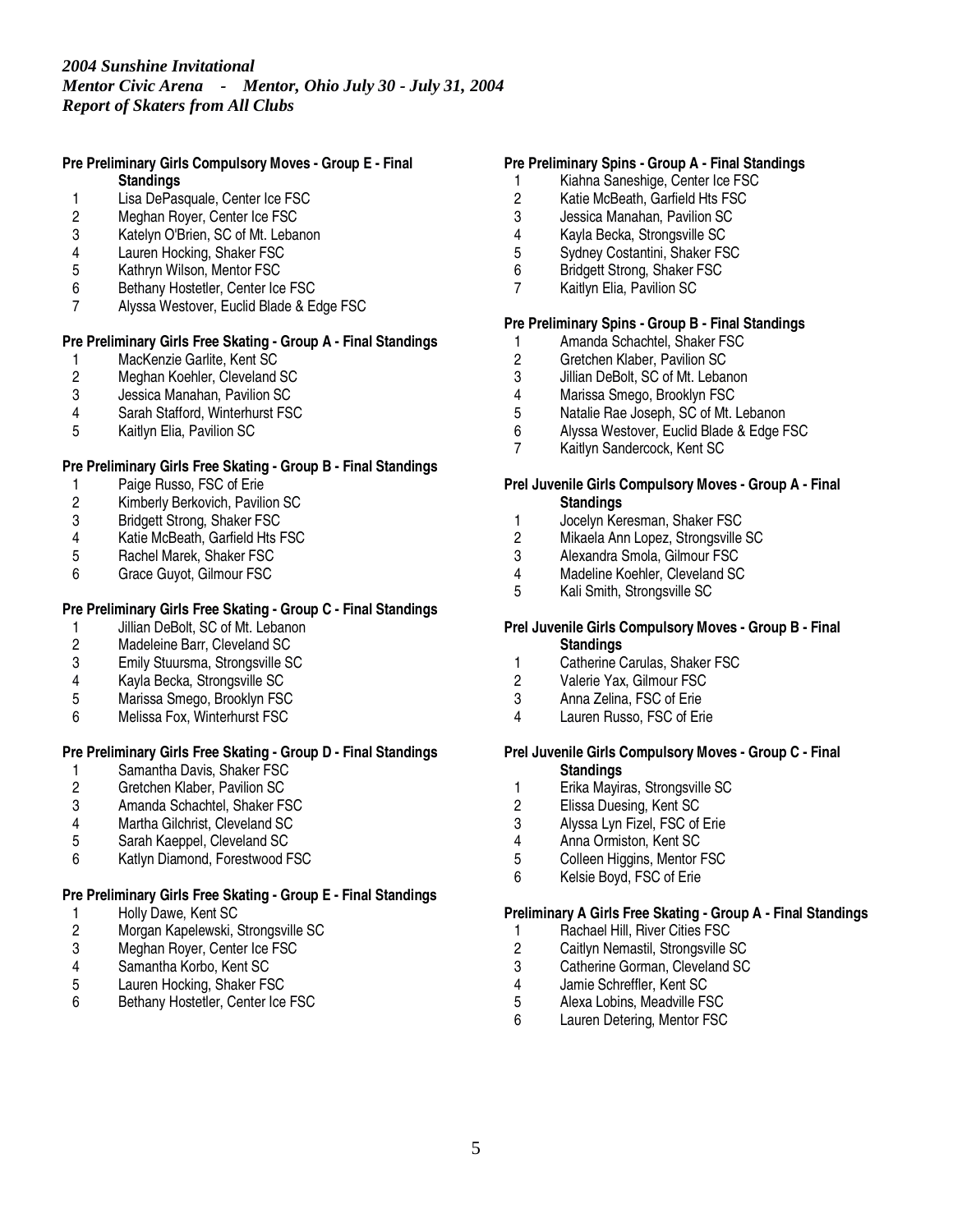*2004 Sunshine Invitational*
*Mentor Civic Arena - Mentor, Ohio July 30 - July 31, 2004*
*Report of Skaters from All Clubs*

**Pre Preliminary Girls Compulsory Moves - Group E - Final Standings**

1. Lisa DePasquale, Center Ice FSC
2. Meghan Royer, Center Ice FSC
3. Katelyn O'Brien, SC of Mt. Lebanon
4. Lauren Hocking, Shaker FSC
5. Kathryn Wilson, Mentor FSC
6. Bethany Hostetler, Center Ice FSC
7. Alyssa Westover, Euclid Blade & Edge FSC

**Pre Preliminary Girls Free Skating - Group A - Final Standings**

1. MacKenzie Garlite, Kent SC
2. Meghan Koehler, Cleveland SC
3. Jessica Manahan, Pavilion SC
4. Sarah Stafford, Winterhurst FSC
5. Kaitlyn Elia, Pavilion SC

**Pre Preliminary Girls Free Skating - Group B - Final Standings**

1. Paige Russo, FSC of Erie
2. Kimberly Berkovich, Pavilion SC
3. Bridgett Strong, Shaker FSC
4. Katie McBeath, Garfield Hts FSC
5. Rachel Marek, Shaker FSC
6. Grace Guyot, Gilmour FSC

**Pre Preliminary Girls Free Skating - Group C - Final Standings**

1. Jillian DeBolt, SC of Mt. Lebanon
2. Madeleine Barr, Cleveland SC
3. Emily Stuursma, Strongsville SC
4. Kayla Becka, Strongsville SC
5. Marissa Smego, Brooklyn FSC
6. Melissa Fox, Winterhurst FSC

**Pre Preliminary Girls Free Skating - Group D - Final Standings**

1. Samantha Davis, Shaker FSC
2. Gretchen Klaber, Pavilion SC
3. Amanda Schachtel, Shaker FSC
4. Martha Gilchrist, Cleveland SC
5. Sarah Kaeppel, Cleveland SC
6. Katlyn Diamond, Forestwood FSC

**Pre Preliminary Girls Free Skating - Group E - Final Standings**

1. Holly Dawe, Kent SC
2. Morgan Kapelewski, Strongsville SC
3. Meghan Royer, Center Ice FSC
4. Samantha Korbo, Kent SC
5. Lauren Hocking, Shaker FSC
6. Bethany Hostetler, Center Ice FSC

**Pre Preliminary Spins - Group A - Final Standings**

1. Kiahna Saneshige, Center Ice FSC
2. Katie McBeath, Garfield Hts FSC
3. Jessica Manahan, Pavilion SC
4. Kayla Becka, Strongsville SC
5. Sydney Costantini, Shaker FSC
6. Bridgett Strong, Shaker FSC
7. Kaitlyn Elia, Pavilion SC

**Pre Preliminary Spins - Group B - Final Standings**

1. Amanda Schachtel, Shaker FSC
2. Gretchen Klaber, Pavilion SC
3. Jillian DeBolt, SC of Mt. Lebanon
4. Marissa Smego, Brooklyn FSC
5. Natalie Rae Joseph, SC of Mt. Lebanon
6. Alyssa Westover, Euclid Blade & Edge FSC
7. Kaitlyn Sandercock, Kent SC

**Prel Juvenile Girls Compulsory Moves - Group A - Final Standings**

1. Jocelyn Keresman, Shaker FSC
2. Mikaela Ann Lopez, Strongsville SC
3. Alexandra Smola, Gilmour FSC
4. Madeline Koehler, Cleveland SC
5. Kali Smith, Strongsville SC

**Prel Juvenile Girls Compulsory Moves - Group B - Final Standings**

1. Catherine Carulas, Shaker FSC
2. Valerie Yax, Gilmour FSC
3. Anna Zelina, FSC of Erie
4. Lauren Russo, FSC of Erie

**Prel Juvenile Girls Compulsory Moves - Group C - Final Standings**

1. Erika Mayiras, Strongsville SC
2. Elissa Duesing, Kent SC
3. Alyssa Lyn Fizel, FSC of Erie
4. Anna Ormiston, Kent SC
5. Colleen Higgins, Mentor FSC
6. Kelsie Boyd, FSC of Erie

**Preliminary A Girls Free Skating - Group A - Final Standings**

1. Rachael Hill, River Cities FSC
2. Caitlyn Nemastil, Strongsville SC
3. Catherine Gorman, Cleveland SC
4. Jamie Schreffler, Kent SC
5. Alexa Lobins, Meadville FSC
6. Lauren Detering, Mentor FSC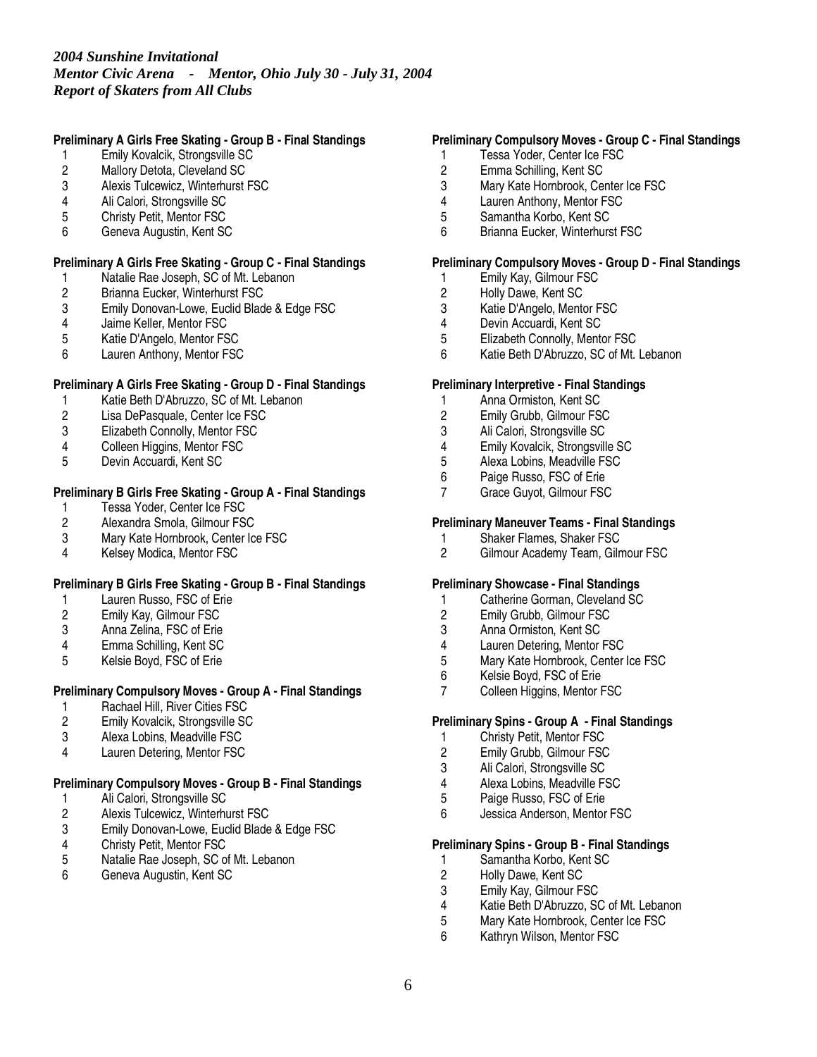*2004 Sunshine Invitational*
*Mentor Civic Arena - Mentor, Ohio July 30 - July 31, 2004*
*Report of Skaters from All Clubs*

**Preliminary A Girls Free Skating - Group B - Final Standings**

1 Emily Kovalcik, Strongsville SC
2 Mallory Detota, Cleveland SC
3 Alexis Tulcewicz, Winterhurst FSC
4 Ali Calori, Strongsville SC
5 Christy Petit, Mentor FSC
6 Geneva Augustin, Kent SC

**Preliminary A Girls Free Skating - Group C - Final Standings**

1 Natalie Rae Joseph, SC of Mt. Lebanon
2 Brianna Eucker, Winterhurst FSC
3 Emily Donovan-Lowe, Euclid Blade & Edge FSC
4 Jaime Keller, Mentor FSC
5 Katie D'Angelo, Mentor FSC
6 Lauren Anthony, Mentor FSC

**Preliminary A Girls Free Skating - Group D - Final Standings**

1 Katie Beth D'Abruzzo, SC of Mt. Lebanon
2 Lisa DePasquale, Center Ice FSC
3 Elizabeth Connolly, Mentor FSC
4 Colleen Higgins, Mentor FSC
5 Devin Accuardi, Kent SC

**Preliminary B Girls Free Skating - Group A - Final Standings**

1 Tessa Yoder, Center Ice FSC
2 Alexandra Smola, Gilmour FSC
3 Mary Kate Hornbrook, Center Ice FSC
4 Kelsey Modica, Mentor FSC

**Preliminary B Girls Free Skating - Group B - Final Standings**

1 Lauren Russo, FSC of Erie
2 Emily Kay, Gilmour FSC
3 Anna Zelina, FSC of Erie
4 Emma Schilling, Kent SC
5 Kelsie Boyd, FSC of Erie

**Preliminary Compulsory Moves - Group A - Final Standings**

1 Rachael Hill, River Cities FSC
2 Emily Kovalcik, Strongsville SC
3 Alexa Lobins, Meadville FSC
4 Lauren Detering, Mentor FSC

**Preliminary Compulsory Moves - Group B - Final Standings**

1 Ali Calori, Strongsville SC
2 Alexis Tulcewicz, Winterhurst FSC
3 Emily Donovan-Lowe, Euclid Blade & Edge FSC
4 Christy Petit, Mentor FSC
5 Natalie Rae Joseph, SC of Mt. Lebanon
6 Geneva Augustin, Kent SC

**Preliminary Compulsory Moves - Group C - Final Standings**

1 Tessa Yoder, Center Ice FSC
2 Emma Schilling, Kent SC
3 Mary Kate Hornbrook, Center Ice FSC
4 Lauren Anthony, Mentor FSC
5 Samantha Korbo, Kent SC
6 Brianna Eucker, Winterhurst FSC

**Preliminary Compulsory Moves - Group D - Final Standings**

1 Emily Kay, Gilmour FSC
2 Holly Dawe, Kent SC
3 Katie D'Angelo, Mentor FSC
4 Devin Accuardi, Kent SC
5 Elizabeth Connolly, Mentor FSC
6 Katie Beth D'Abruzzo, SC of Mt. Lebanon

**Preliminary Interpretive - Final Standings**

1 Anna Ormiston, Kent SC
2 Emily Grubb, Gilmour FSC
3 Ali Calori, Strongsville SC
4 Emily Kovalcik, Strongsville SC
5 Alexa Lobins, Meadville FSC
6 Paige Russo, FSC of Erie
7 Grace Guyot, Gilmour FSC

**Preliminary Maneuver Teams - Final Standings**

1 Shaker Flames, Shaker FSC
2 Gilmour Academy Team, Gilmour FSC

**Preliminary Showcase - Final Standings**

1 Catherine Gorman, Cleveland SC
2 Emily Grubb, Gilmour FSC
3 Anna Ormiston, Kent SC
4 Lauren Detering, Mentor FSC
5 Mary Kate Hornbrook, Center Ice FSC
6 Kelsie Boyd, FSC of Erie
7 Colleen Higgins, Mentor FSC

**Preliminary Spins - Group A - Final Standings**

1 Christy Petit, Mentor FSC
2 Emily Grubb, Gilmour FSC
3 Ali Calori, Strongsville SC
4 Alexa Lobins, Meadville FSC
5 Paige Russo, FSC of Erie
6 Jessica Anderson, Mentor FSC

**Preliminary Spins - Group B - Final Standings**

1 Samantha Korbo, Kent SC
2 Holly Dawe, Kent SC
3 Emily Kay, Gilmour FSC
4 Katie Beth D'Abruzzo, SC of Mt. Lebanon
5 Mary Kate Hornbrook, Center Ice FSC
6 Kathryn Wilson, Mentor FSC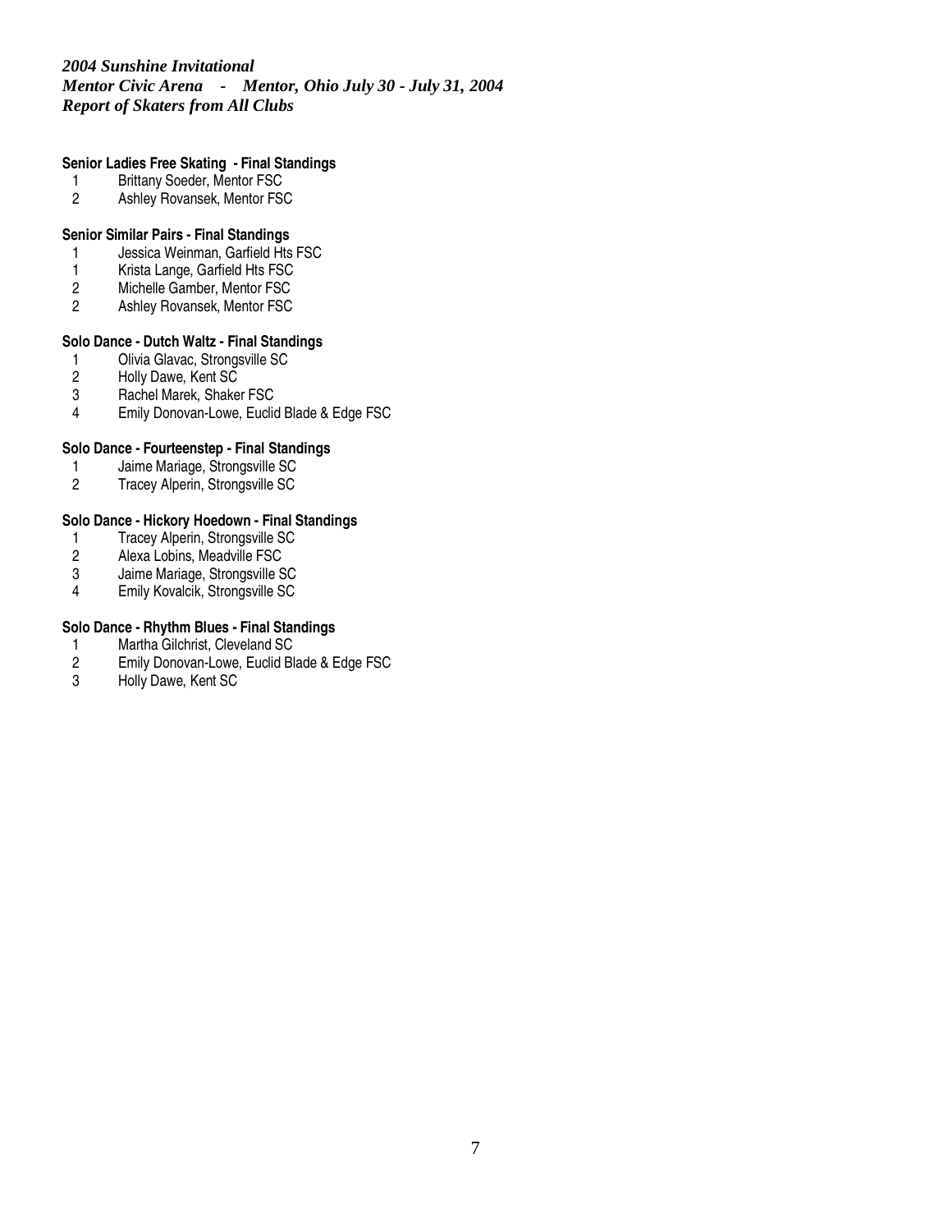*2004 Sunshine Invitational*
*Mentor Civic Arena - Mentor, Ohio July 30 - July 31, 2004*
*Report of Skaters from All Clubs*

**Senior Ladies Free Skating - Final Standings**

1 Brittany Soeder, Mentor FSC
2 Ashley Rovansek, Mentor FSC

**Senior Similar Pairs - Final Standings**

1 Jessica Weinman, Garfield Hts FSC
1 Krista Lange, Garfield Hts FSC
2 Michelle Gamber, Mentor FSC
2 Ashley Rovansek, Mentor FSC

**Solo Dance - Dutch Waltz - Final Standings**

1 Olivia Glavac, Strongsville SC
2 Holly Dawe, Kent SC
3 Rachel Marek, Shaker FSC
4 Emily Donovan-Lowe, Euclid Blade & Edge FSC

**Solo Dance - Fourteenstep - Final Standings**

1 Jaime Mariage, Strongsville SC
2 Tracey Alperin, Strongsville SC

**Solo Dance - Hickory Hoedown - Final Standings**

1 Tracey Alperin, Strongsville SC
2 Alexa Lobins, Meadville FSC
3 Jaime Mariage, Strongsville SC
4 Emily Kovalcik, Strongsville SC

**Solo Dance - Rhythm Blues - Final Standings**

1 Martha Gilchrist, Cleveland SC
2 Emily Donovan-Lowe, Euclid Blade & Edge FSC
3 Holly Dawe, Kent SC